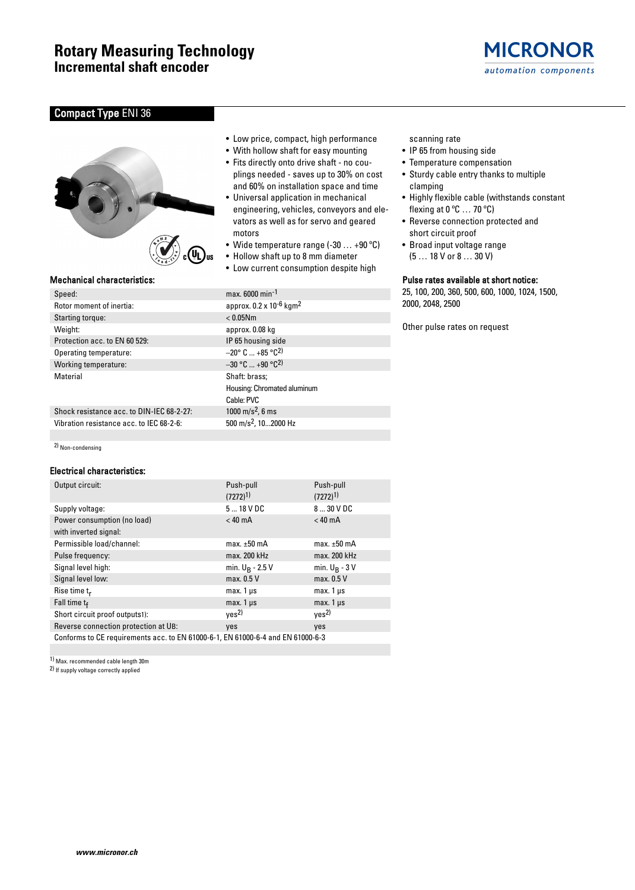# Rotary Measuring Technology
## Incremental shaft encoder

MICRONOR
*automation components*

## Compact Type ENI 36

- Low price, compact, high performance
- With hollow shaft for easy mounting
- Fits directly onto drive shaft - no couplings needed - saves up to 30% on cost and 60% on installation space and time
- Universal application in mechanical engineering, vehicles, conveyors and elevators as well as for servo and geared motors
- Wide temperature range (-30 … +90 °C)
- Hollow shaft up to 8 mm diameter
- Low current consumption despite high scanning rate
- IP 65 from housing side
- Temperature compensation
- Sturdy cable entry thanks to multiple clamping
- Highly flexible cable (withstands constant flexing at 0 °C … 70 °C)
- Reverse connection protected and short circuit proof
- Broad input voltage range (5 … 18 V or 8 … 30 V)

### Pulse rates available at short notice:

25, 100, 200, 360, 500, 600, 1000, 1024, 1500, 2000, 2048, 2500

Other pulse rates on request

### Mechanical characteristics:

| | |
|---|---|
| Speed: | max. 6000 $min^{-1}$ |
| Rotor moment of inertia: | approx. 0.2 x $10^{-6}$ $kgm^2$ |
| Starting torque: | < 0.05Nm |
| Weight: | approx. 0.08 kg |
| Protection acc. to EN 60 529: | IP 65 housing side |
| Operating temperature: | –20° C ... +85 °C[2] |
| Working temperature: | –30 °C ... +90 °C[2] |
| Material | Shaft: brass;<br>Housing: Chromated aluminum<br>Cable: PVC |
| Shock resistance acc. to DIN-IEC 68-2-27: | 1000 $m/s^2$, 6 ms |
| Vibration resistance acc. to IEC 68-2-6: | 500 $m/s^2$, 10...2000 Hz |

[2] Non-condensing

### Electrical characteristics:

| | | |
|---|---|---|
| Output circuit: | Push-pull (7272)[1] | Push-pull (7272)[1] |
| Supply voltage: | 5 ... 18 V DC | 8 ... 30 V DC |
| Power consumption (no load) with inverted signal: | < 40 mA | < 40 mA |
| Permissible load/channel: | max. ±50 mA | max. ±50 mA |
| Pulse frequency: | max. 200 kHz | max. 200 kHz |
| Signal level high: | min. $U_B$ - 2.5 V | min. $U_B$ - 3 V |
| Signal level low: | max. 0.5 V | max. 0.5 V |
| Rise time $t_r$ | max. 1 µs | max. 1 µs |
| Fall time $t_f$ | max. 1 µs | max. 1 µs |
| Short circuit proof outputs1): | yes[2] | yes[2] |
| Reverse connection protection at UB: | yes | yes |
| Conforms to CE requirements acc. to EN 61000-6-1, EN 61000-6-4 and EN 61000-6-3 | | |

[1] Max. recommended cable length 30m
[2] If supply voltage correctly applied

www.micronor.ch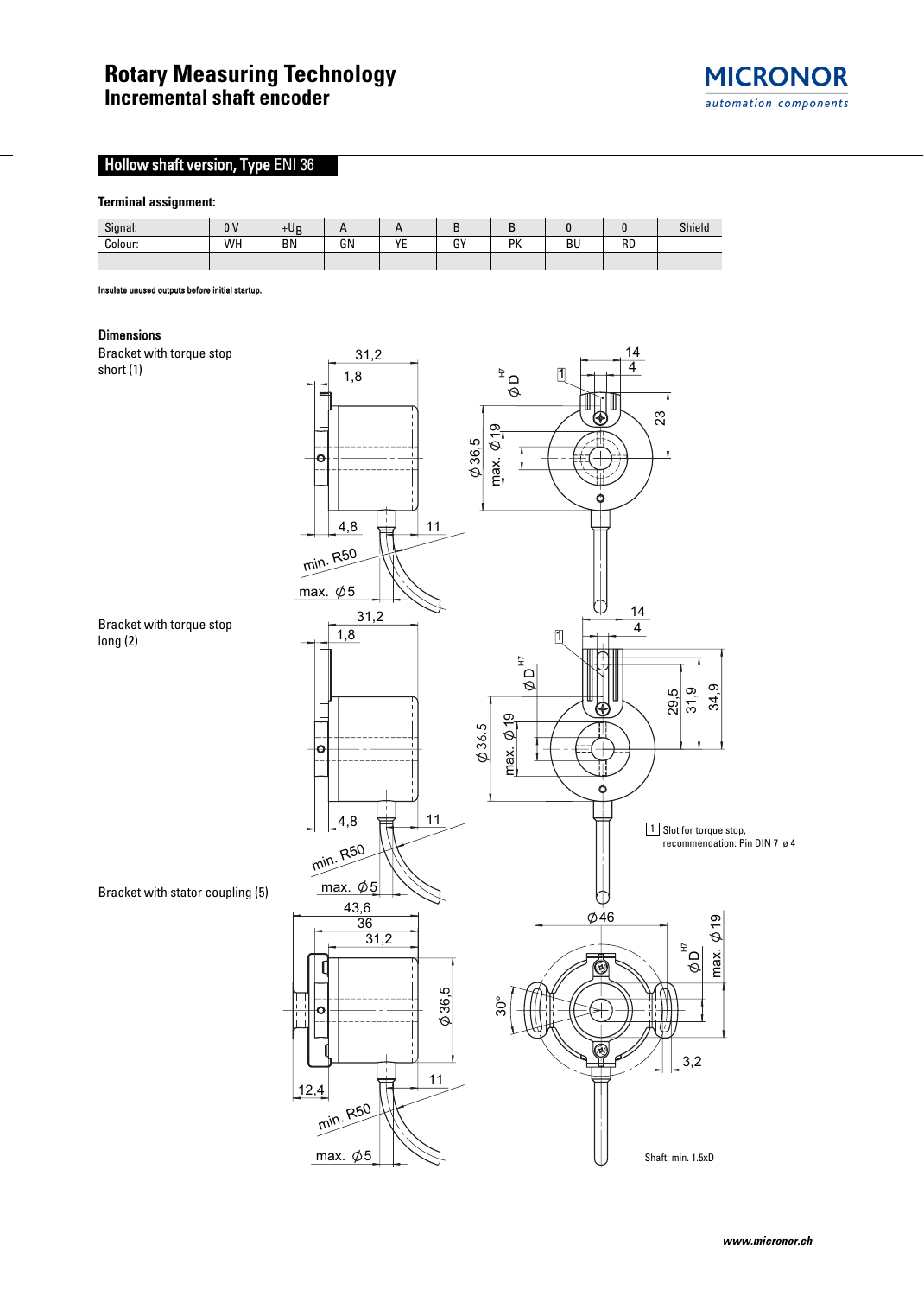# Rotary Measuring Technology
## Incremental shaft encoder

### Hollow shaft version, Type ENI 36

**Terminal assignment:**

| Signal: | 0 V | $+U_B$ | A | $\overline{A}$ | B | $\overline{B}$ | 0 | $\overline{0}$ | Shield |
|---|---|---|---|---|---|---|---|---|---|
| Colour: | WH | BN | GN | YE | GY | PK | BU | RD | |
| | | | | | | | | | |

**Insulate unused outputs before initial startup.**

**Dimensions**

Bracket with torque stop short (1)

Bracket with torque stop long (2)

Bracket with stator coupling (5)

1 Slot for torque stop, recommendation: Pin DIN 7 ø 4

Shaft: min. 1.5xD

www.micronor.ch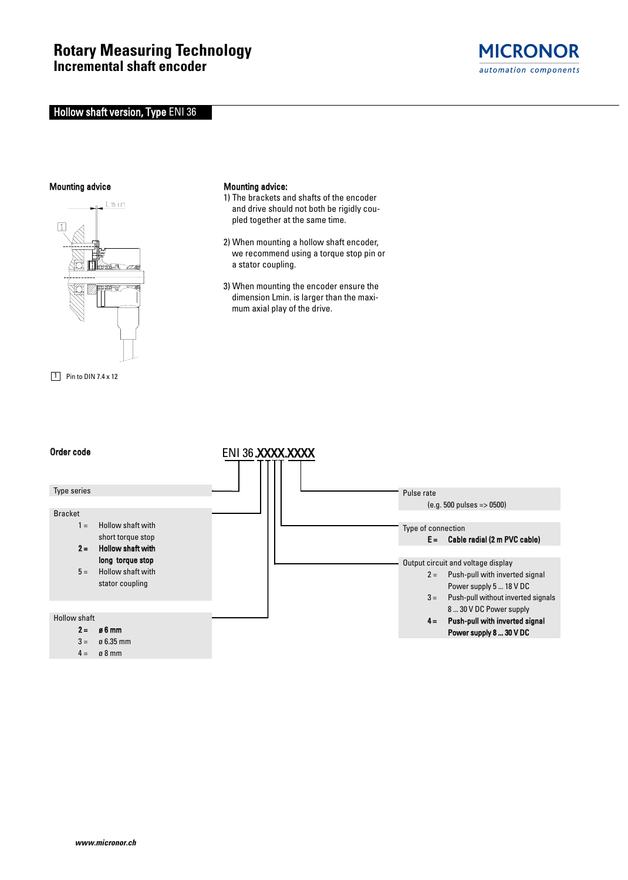# Rotary Measuring Technology
## Incremental shaft encoder

MICRONOR
*automation components*

## Hollow shaft version, Type ENI 36

### Mounting advice

Lmin

1

1 Pin to DIN 7.4 x 12

**Mounting advice:**

1) The brackets and shafts of the encoder and drive should not both be rigidly coupled together at the same time.

2) When mounting a hollow shaft encoder, we recommend using a torque stop pin or a stator coupling.

3) When mounting the encoder ensure the dimension Lmin. is larger than the maximum axial play of the drive.

### Order code

ENI 36.XXXX.XXXX

**Type series**

**Bracket**

- 1 = Hollow shaft with short torque stop
- **2 = Hollow shaft with long torque stop**
- 5 = Hollow shaft with stator coupling

**Hollow shaft**

- **2 = ø 6 mm**
- 3 = ø 6.35 mm
- 4 = ø 8 mm

**Pulse rate**

(e.g. 500 pulses => 0500)

**Type of connection**

- **E = Cable radial (2 m PVC cable)**

**Output circuit and voltage display**

- 2 = Push-pull with inverted signal Power supply 5 ... 18 V DC
- 3 = Push-pull without inverted signals 8 ... 30 V DC Power supply
- **4 = Push-pull with inverted signal Power supply 8 ... 30 V DC**

*www.micronor.ch*